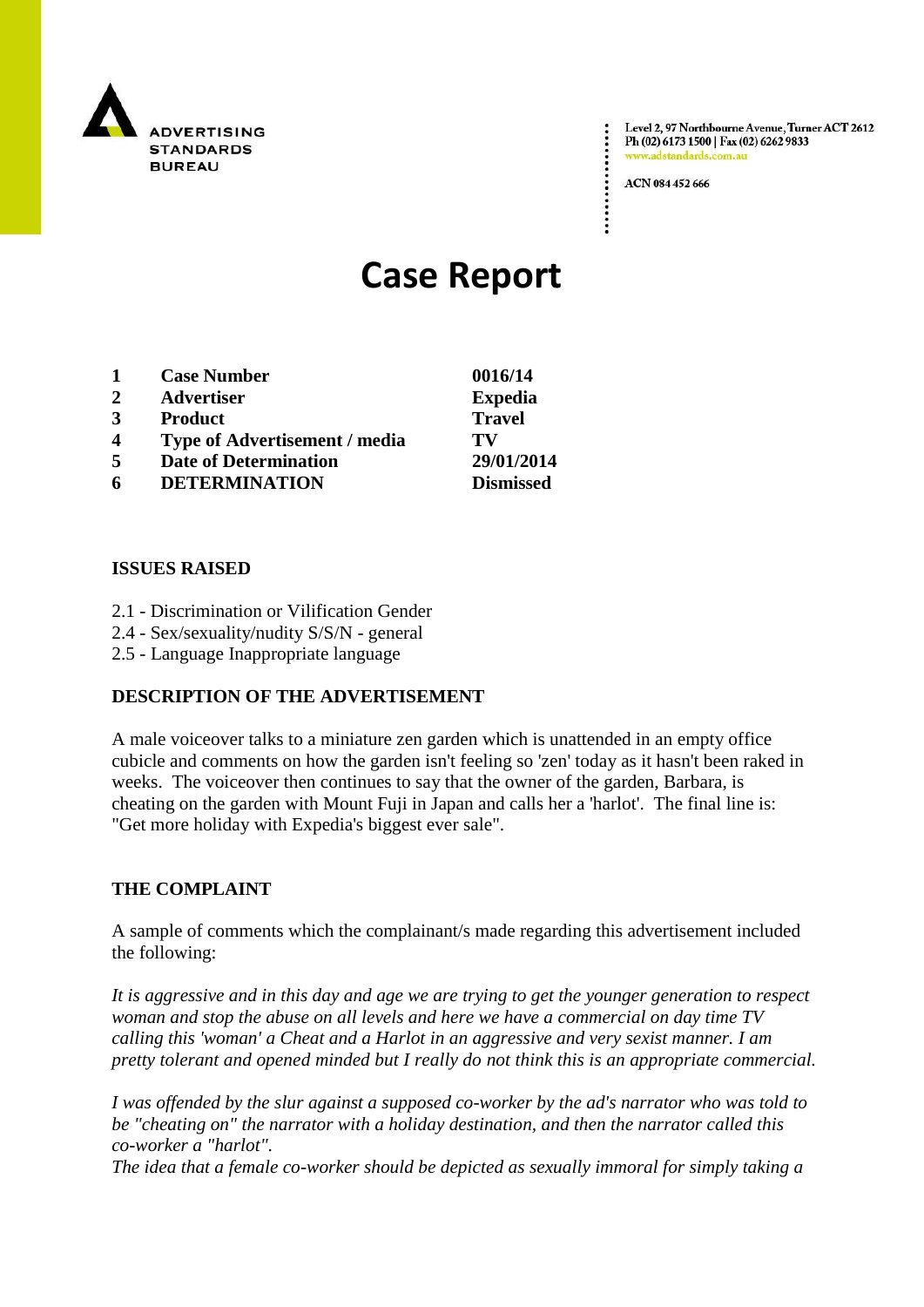ADVERTISING STANDARDS BUREAU

Level 2, 97 Northbourne Avenue, Turner ACT 2612
Ph (02) 6173 1500 | Fax (02) 6262 9833
www.adstandards.com.au

ACN 084 452 666

# Case Report

| | | |
|---|---|---|
| **1** | **Case Number** | **0016/14** |
| **2** | **Advertiser** | **Expedia** |
| **3** | **Product** | **Travel** |
| **4** | **Type of Advertisement / media** | **TV** |
| **5** | **Date of Determination** | **29/01/2014** |
| **6** | **DETERMINATION** | **Dismissed** |

**ISSUES RAISED**

2.1 - Discrimination or Vilification Gender
2.4 - Sex/sexuality/nudity S/S/N - general
2.5 - Language Inappropriate language

**DESCRIPTION OF THE ADVERTISEMENT**

A male voiceover talks to a miniature zen garden which is unattended in an empty office cubicle and comments on how the garden isn't feeling so 'zen' today as it hasn't been raked in weeks. The voiceover then continues to say that the owner of the garden, Barbara, is cheating on the garden with Mount Fuji in Japan and calls her a 'harlot'. The final line is: "Get more holiday with Expedia's biggest ever sale".

**THE COMPLAINT**

A sample of comments which the complainant/s made regarding this advertisement included the following:

*It is aggressive and in this day and age we are trying to get the younger generation to respect woman and stop the abuse on all levels and here we have a commercial on day time TV calling this 'woman' a Cheat and a Harlot in an aggressive and very sexist manner. I am pretty tolerant and opened minded but I really do not think this is an appropriate commercial.*

*I was offended by the slur against a supposed co-worker by the ad's narrator who was told to be "cheating on" the narrator with a holiday destination, and then the narrator called this co-worker a "harlot".*
*The idea that a female co-worker should be depicted as sexually immoral for simply taking a*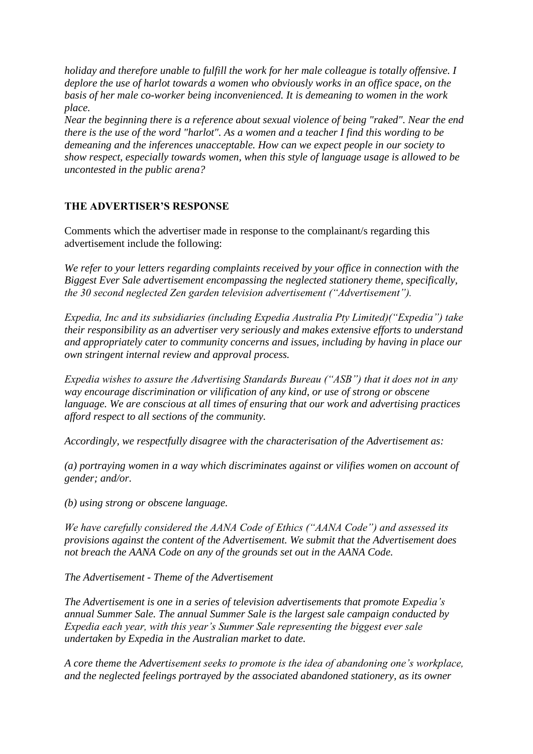*holiday and therefore unable to fulfill the work for her male colleague is totally offensive. I deplore the use of harlot towards a women who obviously works in an office space, on the basis of her male co-worker being inconvenienced. It is demeaning to women in the work place.*
*Near the beginning there is a reference about sexual violence of being "raked". Near the end there is the use of the word "harlot". As a women and a teacher I find this wording to be demeaning and the inferences unacceptable. How can we expect people in our society to show respect, especially towards women, when this style of language usage is allowed to be uncontested in the public arena?*

## THE ADVERTISER'S RESPONSE

Comments which the advertiser made in response to the complainant/s regarding this advertisement include the following:

*We refer to your letters regarding complaints received by your office in connection with the Biggest Ever Sale advertisement encompassing the neglected stationery theme, specifically, the 30 second neglected Zen garden television advertisement ("Advertisement").*

*Expedia, Inc and its subsidiaries (including Expedia Australia Pty Limited)("Expedia") take their responsibility as an advertiser very seriously and makes extensive efforts to understand and appropriately cater to community concerns and issues, including by having in place our own stringent internal review and approval process.*

*Expedia wishes to assure the Advertising Standards Bureau ("ASB") that it does not in any way encourage discrimination or vilification of any kind, or use of strong or obscene language. We are conscious at all times of ensuring that our work and advertising practices afford respect to all sections of the community.*

*Accordingly, we respectfully disagree with the characterisation of the Advertisement as:*

*(a) portraying women in a way which discriminates against or vilifies women on account of gender; and/or.*

*(b) using strong or obscene language.*

*We have carefully considered the AANA Code of Ethics ("AANA Code") and assessed its provisions against the content of the Advertisement. We submit that the Advertisement does not breach the AANA Code on any of the grounds set out in the AANA Code.*

*The Advertisement - Theme of the Advertisement*

*The Advertisement is one in a series of television advertisements that promote Expedia's annual Summer Sale. The annual Summer Sale is the largest sale campaign conducted by Expedia each year, with this year's Summer Sale representing the biggest ever sale undertaken by Expedia in the Australian market to date.*

*A core theme the Advertisement seeks to promote is the idea of abandoning one's workplace, and the neglected feelings portrayed by the associated abandoned stationery, as its owner*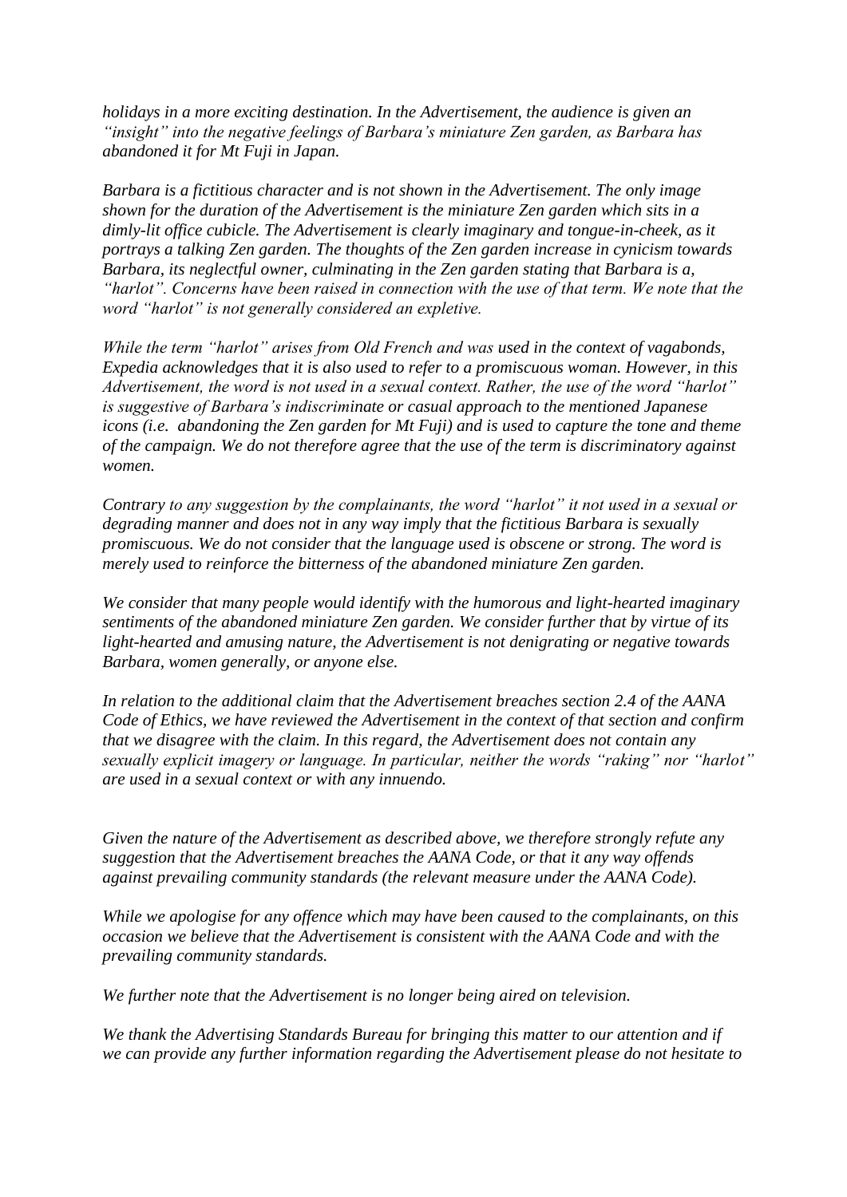*holidays in a more exciting destination. In the Advertisement, the audience is given an "insight" into the negative feelings of Barbara's miniature Zen garden, as Barbara has abandoned it for Mt Fuji in Japan.*

*Barbara is a fictitious character and is not shown in the Advertisement. The only image shown for the duration of the Advertisement is the miniature Zen garden which sits in a dimly-lit office cubicle. The Advertisement is clearly imaginary and tongue-in-cheek, as it portrays a talking Zen garden. The thoughts of the Zen garden increase in cynicism towards Barbara, its neglectful owner, culminating in the Zen garden stating that Barbara is a, "harlot". Concerns have been raised in connection with the use of that term. We note that the word "harlot" is not generally considered an expletive.*

*While the term "harlot" arises from Old French and was used in the context of vagabonds, Expedia acknowledges that it is also used to refer to a promiscuous woman. However, in this Advertisement, the word is not used in a sexual context. Rather, the use of the word "harlot" is suggestive of Barbara's indiscriminate or casual approach to the mentioned Japanese icons (i.e. abandoning the Zen garden for Mt Fuji) and is used to capture the tone and theme of the campaign. We do not therefore agree that the use of the term is discriminatory against women.*

*Contrary to any suggestion by the complainants, the word "harlot" it not used in a sexual or degrading manner and does not in any way imply that the fictitious Barbara is sexually promiscuous. We do not consider that the language used is obscene or strong. The word is merely used to reinforce the bitterness of the abandoned miniature Zen garden.*

*We consider that many people would identify with the humorous and light-hearted imaginary sentiments of the abandoned miniature Zen garden. We consider further that by virtue of its light-hearted and amusing nature, the Advertisement is not denigrating or negative towards Barbara, women generally, or anyone else.*

*In relation to the additional claim that the Advertisement breaches section 2.4 of the AANA Code of Ethics, we have reviewed the Advertisement in the context of that section and confirm that we disagree with the claim. In this regard, the Advertisement does not contain any sexually explicit imagery or language. In particular, neither the words "raking" nor "harlot" are used in a sexual context or with any innuendo.*

*Given the nature of the Advertisement as described above, we therefore strongly refute any suggestion that the Advertisement breaches the AANA Code, or that it any way offends against prevailing community standards (the relevant measure under the AANA Code).*

*While we apologise for any offence which may have been caused to the complainants, on this occasion we believe that the Advertisement is consistent with the AANA Code and with the prevailing community standards.*

*We further note that the Advertisement is no longer being aired on television.*

*We thank the Advertising Standards Bureau for bringing this matter to our attention and if we can provide any further information regarding the Advertisement please do not hesitate to*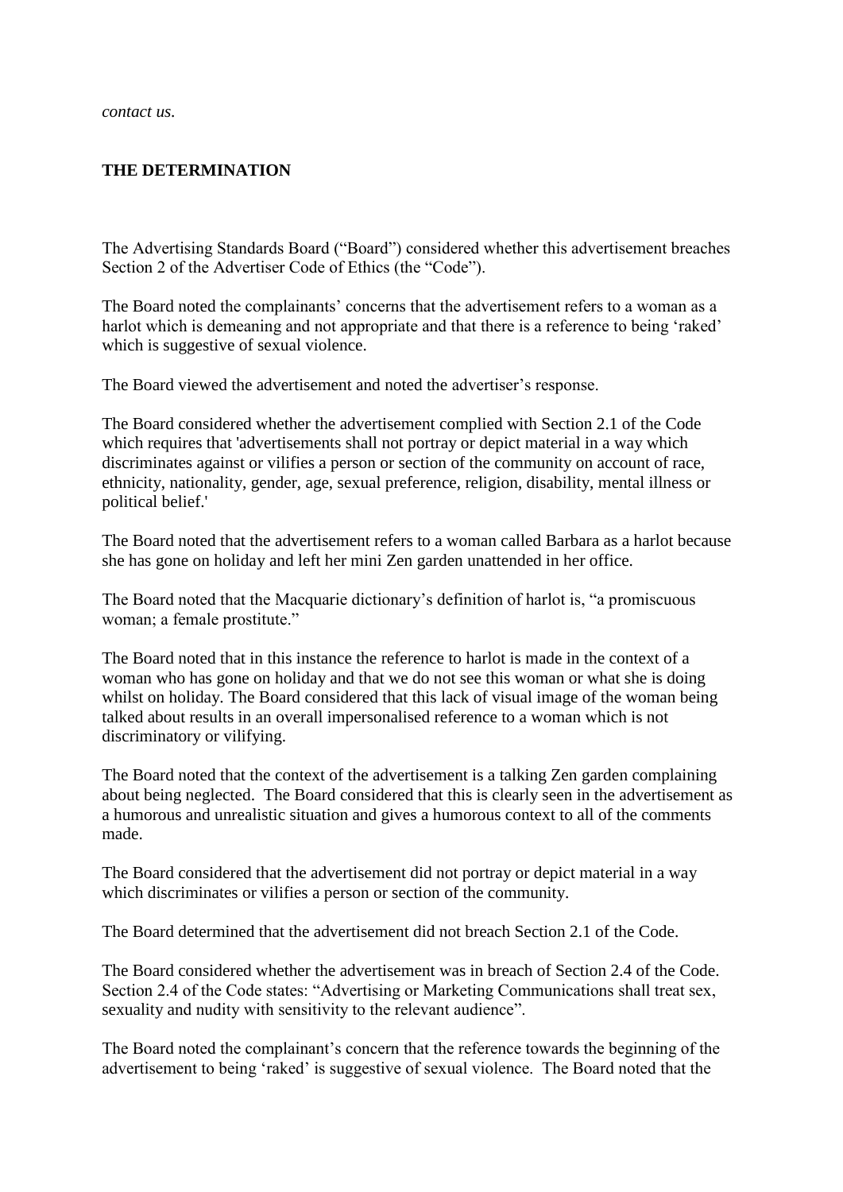*contact us.*

**THE DETERMINATION**

The Advertising Standards Board ("Board") considered whether this advertisement breaches Section 2 of the Advertiser Code of Ethics (the "Code").

The Board noted the complainants' concerns that the advertisement refers to a woman as a harlot which is demeaning and not appropriate and that there is a reference to being 'raked' which is suggestive of sexual violence.

The Board viewed the advertisement and noted the advertiser's response.

The Board considered whether the advertisement complied with Section 2.1 of the Code which requires that 'advertisements shall not portray or depict material in a way which discriminates against or vilifies a person or section of the community on account of race, ethnicity, nationality, gender, age, sexual preference, religion, disability, mental illness or political belief.'

The Board noted that the advertisement refers to a woman called Barbara as a harlot because she has gone on holiday and left her mini Zen garden unattended in her office.

The Board noted that the Macquarie dictionary's definition of harlot is, "a promiscuous woman; a female prostitute."

The Board noted that in this instance the reference to harlot is made in the context of a woman who has gone on holiday and that we do not see this woman or what she is doing whilst on holiday. The Board considered that this lack of visual image of the woman being talked about results in an overall impersonalised reference to a woman which is not discriminatory or vilifying.

The Board noted that the context of the advertisement is a talking Zen garden complaining about being neglected. The Board considered that this is clearly seen in the advertisement as a humorous and unrealistic situation and gives a humorous context to all of the comments made.

The Board considered that the advertisement did not portray or depict material in a way which discriminates or vilifies a person or section of the community.

The Board determined that the advertisement did not breach Section 2.1 of the Code.

The Board considered whether the advertisement was in breach of Section 2.4 of the Code. Section 2.4 of the Code states: "Advertising or Marketing Communications shall treat sex, sexuality and nudity with sensitivity to the relevant audience".

The Board noted the complainant's concern that the reference towards the beginning of the advertisement to being 'raked' is suggestive of sexual violence. The Board noted that the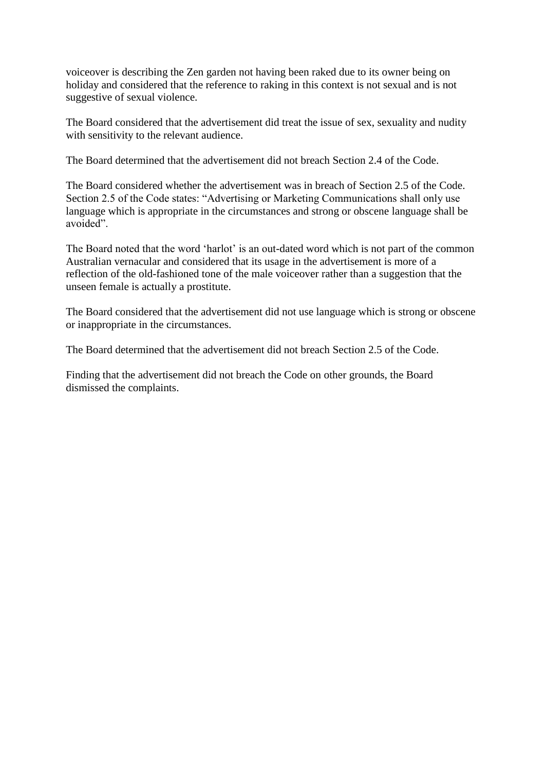voiceover is describing the Zen garden not having been raked due to its owner being on holiday and considered that the reference to raking in this context is not sexual and is not suggestive of sexual violence.

The Board considered that the advertisement did treat the issue of sex, sexuality and nudity with sensitivity to the relevant audience.

The Board determined that the advertisement did not breach Section 2.4 of the Code.

The Board considered whether the advertisement was in breach of Section 2.5 of the Code. Section 2.5 of the Code states: "Advertising or Marketing Communications shall only use language which is appropriate in the circumstances and strong or obscene language shall be avoided".

The Board noted that the word 'harlot' is an out-dated word which is not part of the common Australian vernacular and considered that its usage in the advertisement is more of a reflection of the old-fashioned tone of the male voiceover rather than a suggestion that the unseen female is actually a prostitute.

The Board considered that the advertisement did not use language which is strong or obscene or inappropriate in the circumstances.

The Board determined that the advertisement did not breach Section 2.5 of the Code.

Finding that the advertisement did not breach the Code on other grounds, the Board dismissed the complaints.